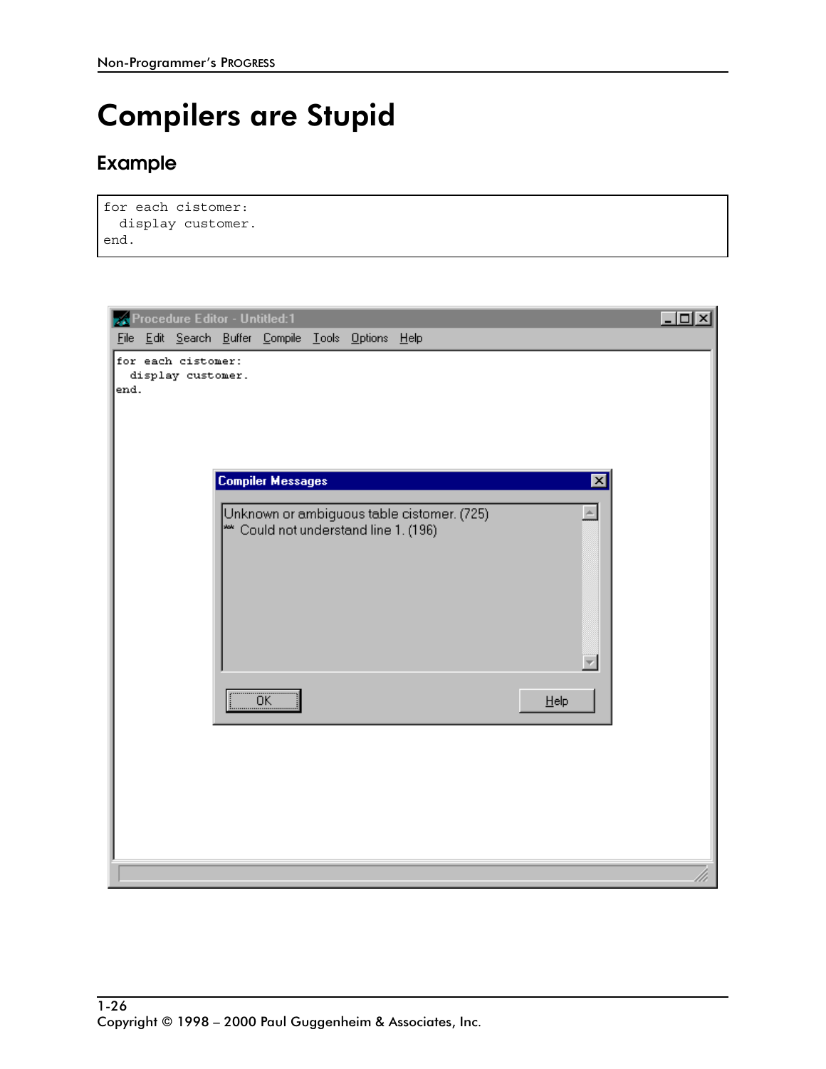# Compilers are Stupid

## Example

```
for each cistomer:
  display customer.
end.
```

```
Procedure Editor - Untitled:1
File  Edit  Search  Buffer  Compile  Tools  Options  Help

for each cistomer:
  display customer.
end.

Compiler Messages
Unknown or ambiguous table cistomer. (725)
** Could not understand line 1. (196)

OK                                        Help
```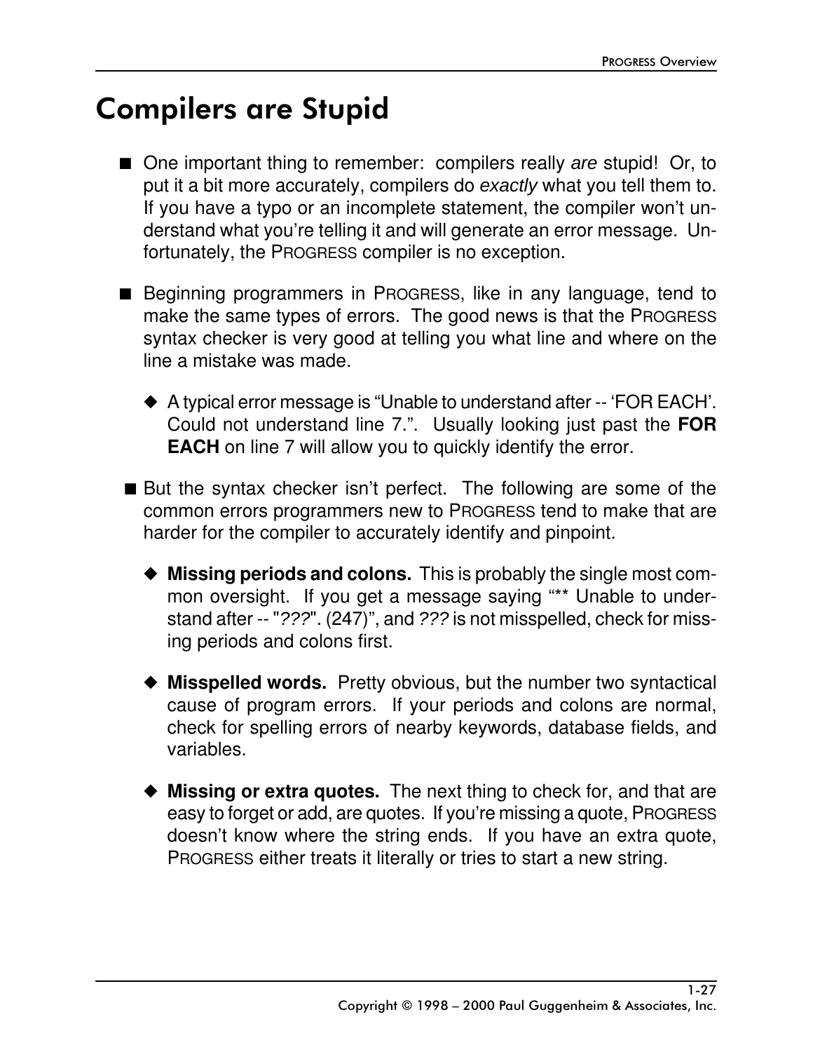# Compilers are Stupid

- One important thing to remember: compilers really *are* stupid! Or, to put it a bit more accurately, compilers do *exactly* what you tell them to. If you have a typo or an incomplete statement, the compiler won't understand what you're telling it and will generate an error message. Unfortunately, the PROGRESS compiler is no exception.

- Beginning programmers in PROGRESS, like in any language, tend to make the same types of errors. The good news is that the PROGRESS syntax checker is very good at telling you what line and where on the line a mistake was made.

  - A typical error message is "Unable to understand after -- 'FOR EACH'. Could not understand line 7.". Usually looking just past the **FOR EACH** on line 7 will allow you to quickly identify the error.

- But the syntax checker isn't perfect. The following are some of the common errors programmers new to PROGRESS tend to make that are harder for the compiler to accurately identify and pinpoint.

  - **Missing periods and colons.** This is probably the single most common oversight. If you get a message saying "** Unable to understand after -- "*???*". (247)", and *???* is not misspelled, check for missing periods and colons first.

  - **Misspelled words.** Pretty obvious, but the number two syntactical cause of program errors. If your periods and colons are normal, check for spelling errors of nearby keywords, database fields, and variables.

  - **Missing or extra quotes.** The next thing to check for, and that are easy to forget or add, are quotes. If you're missing a quote, PROGRESS doesn't know where the string ends. If you have an extra quote, PROGRESS either treats it literally or tries to start a new string.